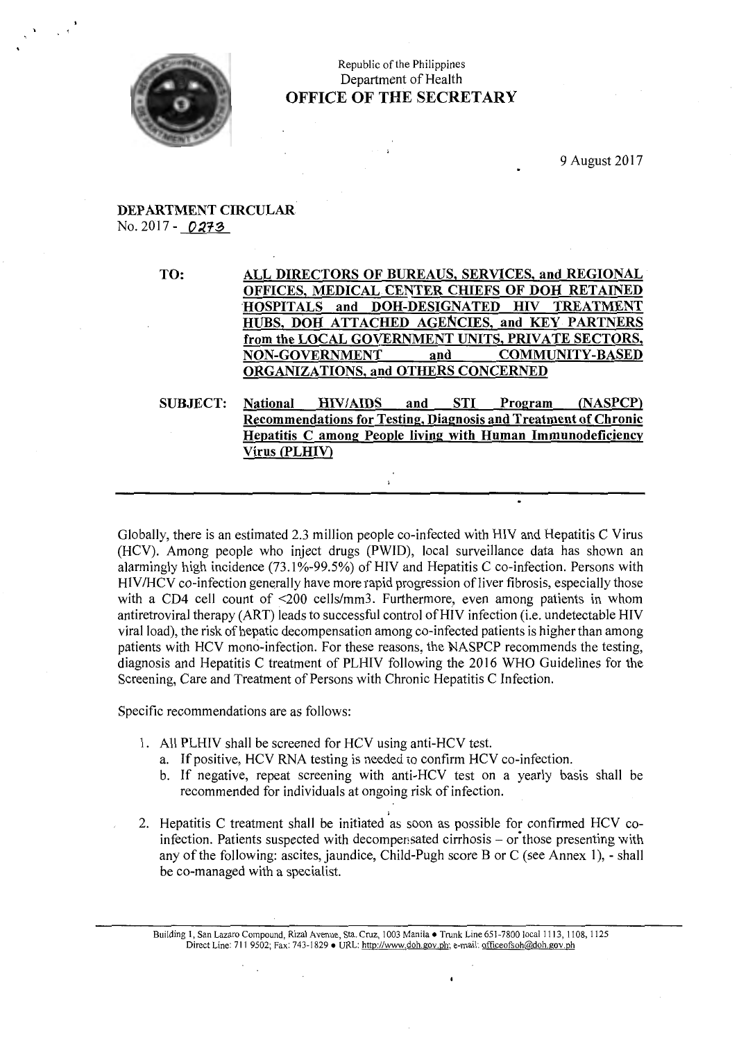Republic of the Philippines
Department of Health
**OFFICE OF THE SECRETARY**

9 August 2017

**DEPARTMENT CIRCULAR**
No. 2017 - 0273

**TO:** **ALL DIRECTORS OF BUREAUS, SERVICES, and REGIONAL OFFICES, MEDICAL CENTER CHIEFS OF DOH RETAINED HOSPITALS and DOH-DESIGNATED HIV TREATMENT HUBS, DOH ATTACHED AGENCIES, and KEY PARTNERS from the LOCAL GOVERNMENT UNITS, PRIVATE SECTORS, NON-GOVERNMENT and COMMUNITY-BASED ORGANIZATIONS, and OTHERS CONCERNED**

**SUBJECT:** **National HIV/AIDS and STI Program (NASPCP) Recommendations for Testing, Diagnosis and Treatment of Chronic Hepatitis C among People living with Human Immunodeficiency Virus (PLHIV)**

---

Globally, there is an estimated 2.3 million people co-infected with HIV and Hepatitis C Virus (HCV). Among people who inject drugs (PWID), local surveillance data has shown an alarmingly high incidence (73.1%-99.5%) of HIV and Hepatitis C co-infection. Persons with HIV/HCV co-infection generally have more rapid progression of liver fibrosis, especially those with a CD4 cell count of <200 cells/mm3. Furthermore, even among patients in whom antiretroviral therapy (ART) leads to successful control of HIV infection (i.e. undetectable HIV viral load), the risk of hepatic decompensation among co-infected patients is higher than among patients with HCV mono-infection. For these reasons, the NASPCP recommends the testing, diagnosis and Hepatitis C treatment of PLHIV following the 2016 WHO Guidelines for the Screening, Care and Treatment of Persons with Chronic Hepatitis C Infection.

Specific recommendations are as follows:

1. All PLHIV shall be screened for HCV using anti-HCV test.
   a. If positive, HCV RNA testing is needed to confirm HCV co-infection.
   b. If negative, repeat screening with anti-HCV test on a yearly basis shall be recommended for individuals at ongoing risk of infection.

2. Hepatitis C treatment shall be initiated as soon as possible for confirmed HCV co-infection. Patients suspected with decompensated cirrhosis – or those presenting with any of the following: ascites, jaundice, Child-Pugh score B or C (see Annex 1), - shall be co-managed with a specialist.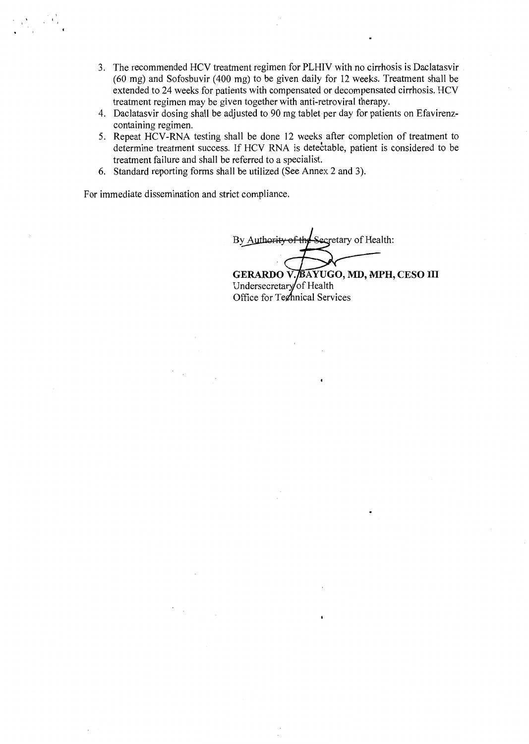3. The recommended HCV treatment regimen for PLHIV with no cirrhosis is Daclatasvir (60 mg) and Sofosbuvir (400 mg) to be given daily for 12 weeks. Treatment shall be extended to 24 weeks for patients with compensated or decompensated cirrhosis. HCV treatment regimen may be given together with anti-retroviral therapy.
4. Daclatasvir dosing shall be adjusted to 90 mg tablet per day for patients on Efavirenz-containing regimen.
5. Repeat HCV-RNA testing shall be done 12 weeks after completion of treatment to determine treatment success. If HCV RNA is detectable, patient is considered to be treatment failure and shall be referred to a specialist.
6. Standard reporting forms shall be utilized (See Annex 2 and 3).

For immediate dissemination and strict compliance.

By Authority of the Secretary of Health:

**GERARDO V. BAYUGO, MD, MPH, CESO III**
Undersecretary of Health
Office for Technical Services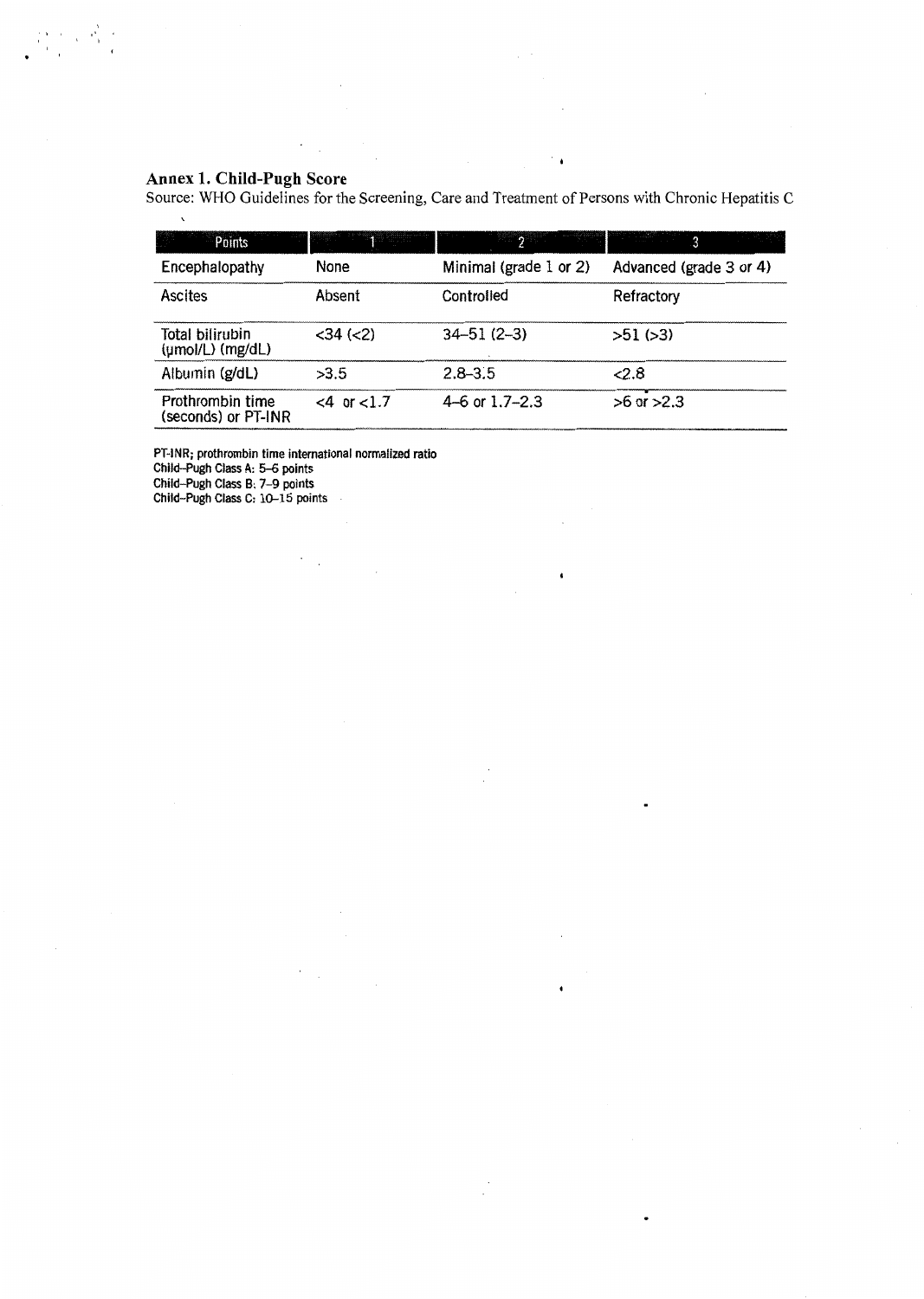## Annex 1. Child-Pugh Score

Source: WHO Guidelines for the Screening, Care and Treatment of Persons with Chronic Hepatitis C

| Points | 1 | 2 | 3 |
|---|---|---|---|
| Encephalopathy | None | Minimal (grade 1 or 2) | Advanced (grade 3 or 4) |
| Ascites | Absent | Controlled | Refractory |
| Total bilirubin (µmol/L) (mg/dL) | <34 (<2) | 34–51 (2–3) | >51 (>3) |
| Albumin (g/dL) | >3.5 | 2.8–3.5 | <2.8 |
| Prothrombin time (seconds) or PT-INR | <4 or <1.7 | 4–6 or 1.7–2.3 | >6 or >2.3 |

PT-INR; prothrombin time international normalized ratio
Child–Pugh Class A: 5–6 points
Child–Pugh Class B: 7–9 points
Child–Pugh Class C: 10–15 points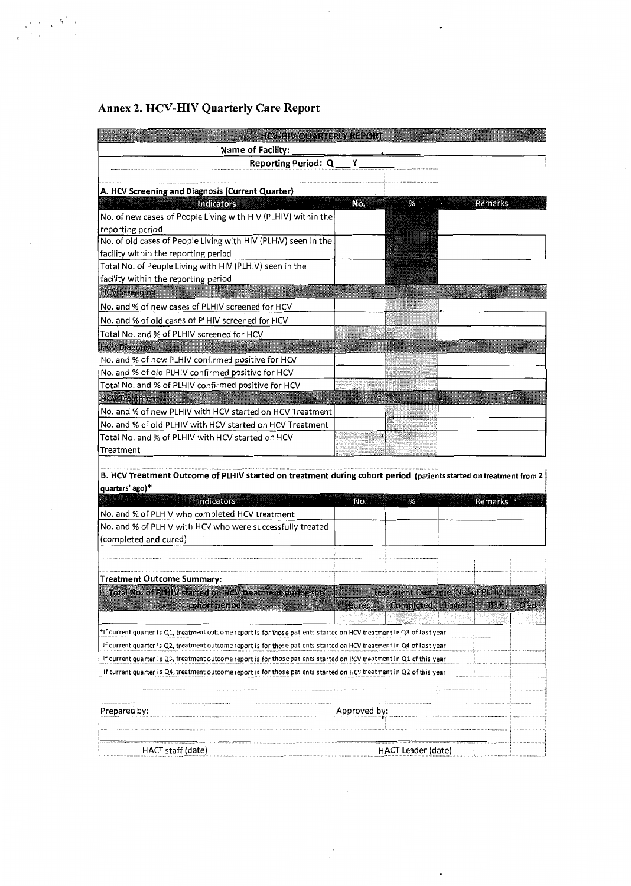## Annex 2. HCV-HIV Quarterly Care Report

**HCV-HIV QUARTERLY REPORT**

**Name of Facility:** ____________

**Reporting Period: Q___ Y_______**

**A. HCV Screening and Diagnosis (Current Quarter)**

| Indicators | No. | % | Remarks |
|---|---|---|---|
| No. of new cases of People Living with HIV (PLHIV) within the reporting period | | | |
| No. of old cases of People Living with HIV (PLHIV) seen in the facility within the reporting period | | | |
| Total No. of People Living with HIV (PLHIV) seen in the facility within the reporting period | | | |
| **HCV Screening** | | | |
| No. and % of new cases of PLHIV screened for HCV | | | |
| No. and % of old cases of PLHIV screened for HCV | | | |
| Total No. and % of PLHIV screened for HCV | | | |
| **HCV Diagnosis** | | | |
| No. and % of new PLHIV confirmed positive for HCV | | | |
| No. and % of old PLHIV confirmed positive for HCV | | | |
| Total No. and % of PLHIV confirmed positive for HCV | | | |
| **HCV Treatment** | | | |
| No. and % of new PLHIV with HCV started on HCV Treatment | | | |
| No. and % of old PLHIV with HCV started on HCV Treatment | | | |
| Total No. and % of PLHIV with HCV started on HCV Treatment | | | |

**B. HCV Treatment Outcome of PLHIV started on treatment during cohort period** (patients started on treatment from 2 quarters' ago)*

| Indicators | No. | % | Remarks |
|---|---|---|---|
| No. and % of PLHIV who completed HCV treatment | | | |
| No. and % of PLHIV with HCV who were successfully treated (completed and cured) | | | |

**Treatment Outcome Summary:**

| Total No. of PLHIV started on HCV treatment during the cohort period* | Treatment Outcome (No. of PLHIV) | | | | |
|---|---|---|---|---|---|
| | Cured | Completed | Failed | LTFU | Died |
| | | | | | |

*If current quarter is Q1, treatment outcome report is for those patients started on HCV treatment in Q3 of last year

If current quarter is Q2, treatment outcome report is for those patients started on HCV treatment in Q4 of last year

If current quarter is Q3, treatment outcome report is for those patients started on HCV treatment in Q1 of this year

If current quarter is Q4, treatment outcome report is for those patients started on HCV treatment in Q2 of this year

Prepared by: ____________________ Approved by: ____________________

HACT staff (date) HACT Leader (date)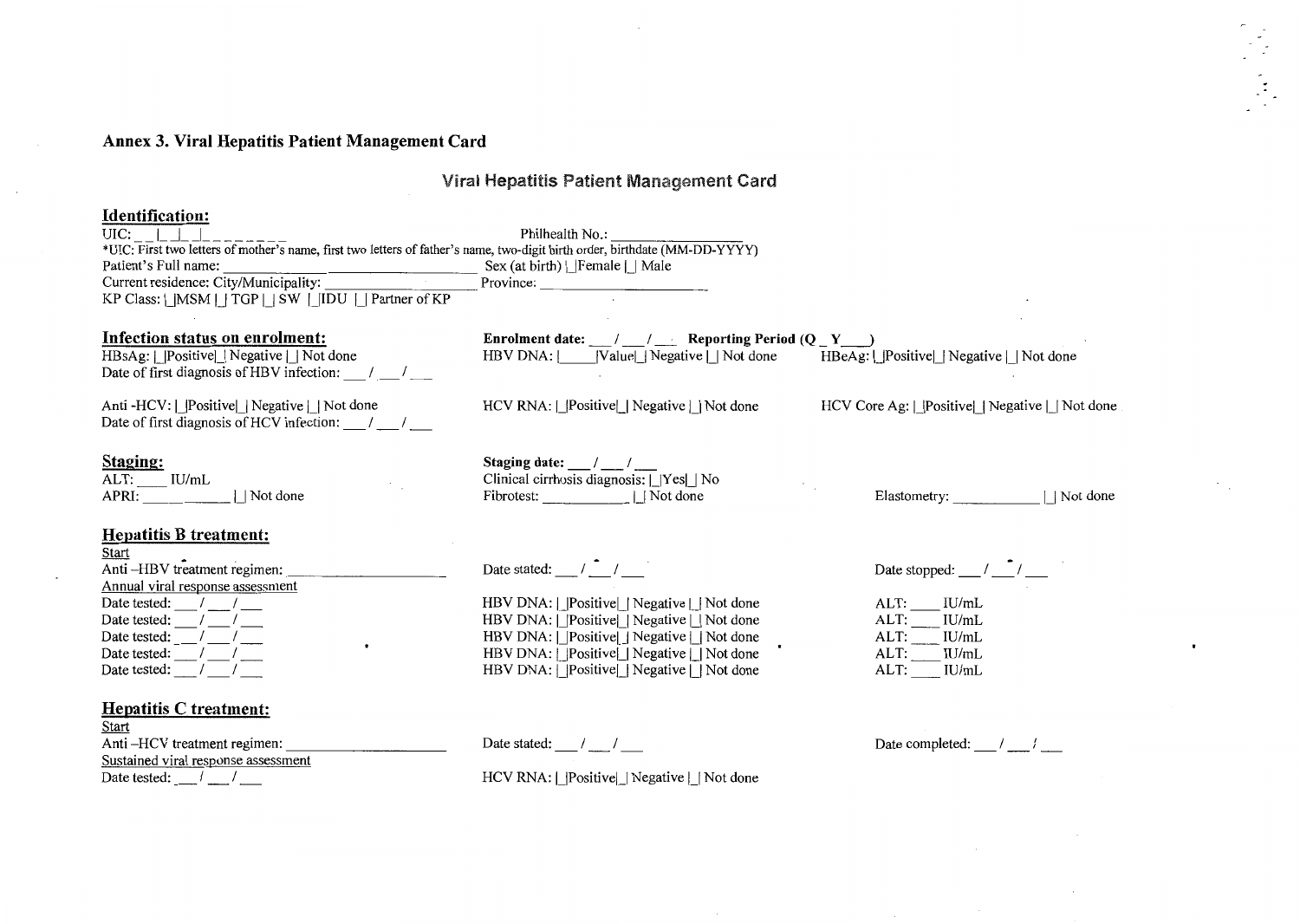## Annex 3. Viral Hepatitis Patient Management Card

### Viral Hepatitis Patient Management Card

**Identification:**

UIC: __ |__|__|__ ________ Philhealth No.: __________

*UIC: First two letters of mother's name, first two letters of father's name, two-digit birth order, birthdate (MM-DD-YYYY)

Patient's Full name: __________ Sex (at birth) |_|Female |_| Male

Current residence: City/Municipality: __________ Province: __________

KP Class: |_|MSM |_| TGP |_| SW |_|IDU |_| Partner of KP

**Infection status on enrolment:**

**Enrolment date:** ___ / ___ / ___ **Reporting Period (Q _ Y___)**

HBsAg: |_|Positive|_| Negative |_| Not done HBV DNA: |_____|Value|_| Negative |_| Not done HBeAg: |_|Positive|_| Negative |_| Not done

Date of first diagnosis of HBV infection: ___ / ___ / ___

Anti -HCV: |_|Positive|_| Negative |_| Not done HCV RNA: |_|Positive|_| Negative |_| Not done HCV Core Ag: |_|Positive|_| Negative |_| Not done

Date of first diagnosis of HCV infection: ___ / ___ / ___

**Staging:**

**Staging date:** ___ / ___ / ___

ALT: ____ IU/mL Clinical cirrhosis diagnosis: |_|Yes|_| No

APRI: __________ |_| Not done Fibrotest: __________ |_| Not done Elastometry: __________ |_| Not done

**Hepatitis B treatment:**

Start

Anti –HBV treatment regimen: __________ Date stated: ___ / ___ / ___ Date stopped: ___ / ___ / ___

Annual viral response assessment

Date tested: ___ / ___ / ___ HBV DNA: |_|Positive|_| Negative |_| Not done ALT: ____ IU/mL

Date tested: ___ / ___ / ___ HBV DNA: |_|Positive|_| Negative |_| Not done ALT: ____ IU/mL

Date tested: ___ / ___ / ___ HBV DNA: |_|Positive|_| Negative |_| Not done ALT: ____ IU/mL

Date tested: ___ / ___ / ___ HBV DNA: |_|Positive|_| Negative |_| Not done ALT: ____ IU/mL

Date tested: ___ / ___ / ___ HBV DNA: |_|Positive|_| Negative |_| Not done ALT: ____ IU/mL

**Hepatitis C treatment:**

Start

Anti –HCV treatment regimen: __________ Date stated: ___ / ___ / ___ Date completed: ___ / ___ / ___

Sustained viral response assessment

Date tested: ___ / ___ / ___ HCV RNA: |_|Positive|_| Negative |_| Not done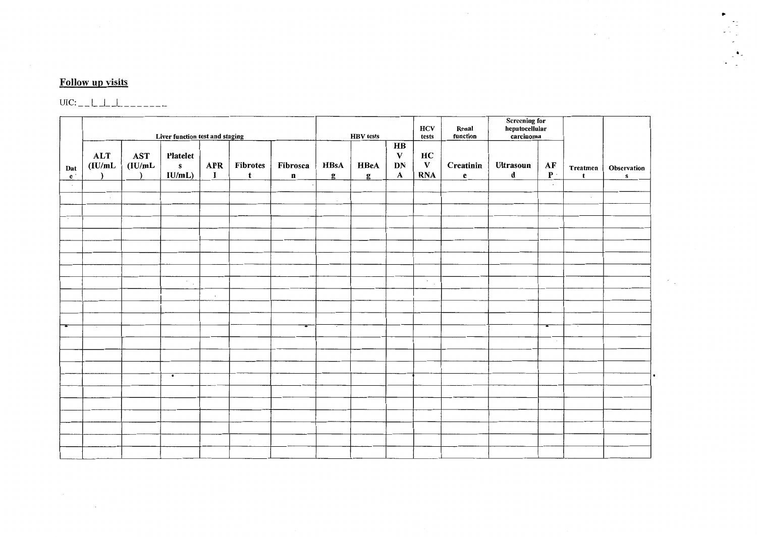## Follow up visits

UIC: _ _|_ _|_ _|_ _ _ _ _ _ _ _

| | Liver function test and staging | | | | | | HBV tests | | | HCV tests | Renal function | Screening for hepatocellular carcinoma | | | |
|---|---|---|---|---|---|---|---|---|---|---|---|---|---|---|---|
| Date | ALT (IU/mL) | AST (IU/mL) | Platelets IU/mL) | APRI | Fibrotest | Fibroscan | HBsAg | HBeAg | HBV DNA | HCV RNA | Creatinine | Ultrasound | AFP | Treatment | Observations |
| | | | | | | | | | | | | | | | |
| | | | | | | | | | | | | | | | |
| | | | | | | | | | | | | | | | |
| | | | | | | | | | | | | | | | |
| | | | | | | | | | | | | | | | |
| | | | | | | | | | | | | | | | |
| | | | | | | | | | | | | | | | |
| | | | | | | | | | | | | | | | |
| | | | | | | | | | | | | | | | |
| | | | | | | | | | | | | | | | |
| | | | | | | | | | | | | | | | |
| | | | | | | | | | | | | | | | |
| | | | | | | | | | | | | | | | |
| | | | | | | | | | | | | | | | |
| | | | | | | | | | | | | | | | |
| | | | | | | | | | | | | | | | |
| | | | | | | | | | | | | | | | |
| | | | | | | | | | | | | | | | |
| | | | | | | | | | | | | | | | |
| | | | | | | | | | | | | | | | |
| | | | | | | | | | | | | | | | |
| | | | | | | | | | | | | | | | |